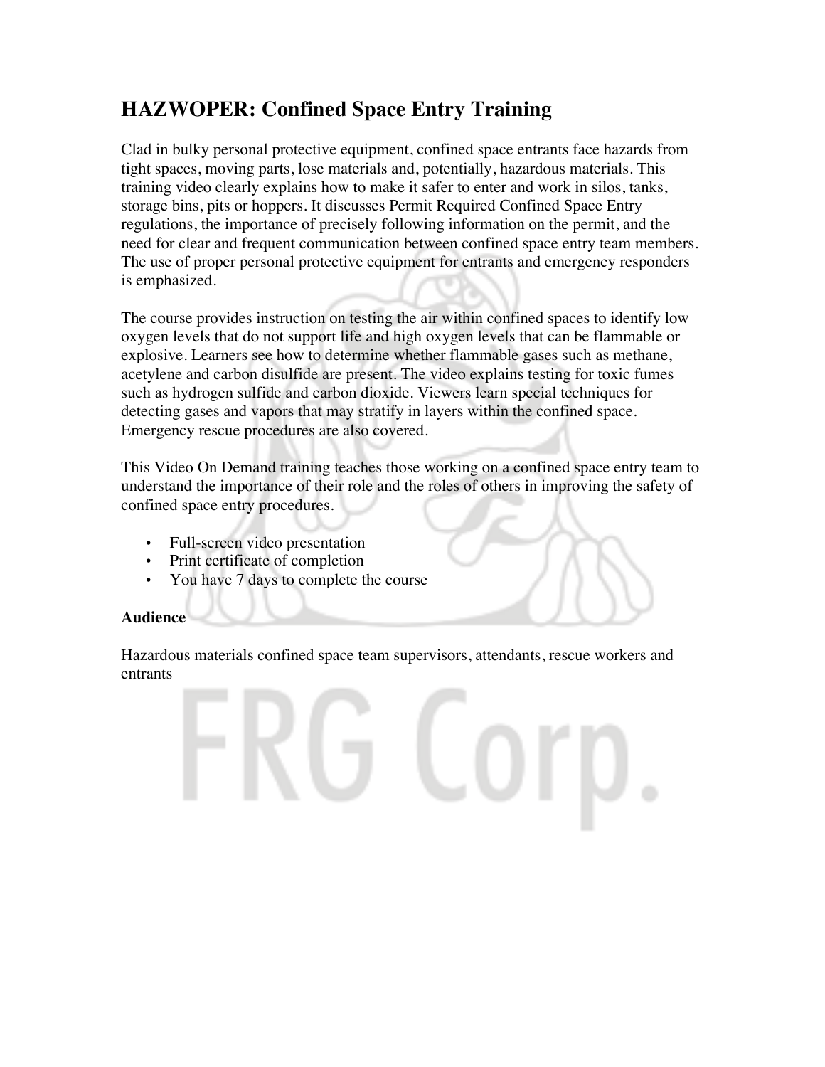# HAZWOPER: Confined Space Entry Training

Clad in bulky personal protective equipment, confined space entrants face hazards from tight spaces, moving parts, lose materials and, potentially, hazardous materials. This training video clearly explains how to make it safer to enter and work in silos, tanks, storage bins, pits or hoppers. It discusses Permit Required Confined Space Entry regulations, the importance of precisely following information on the permit, and the need for clear and frequent communication between confined space entry team members. The use of proper personal protective equipment for entrants and emergency responders is emphasized.

The course provides instruction on testing the air within confined spaces to identify low oxygen levels that do not support life and high oxygen levels that can be flammable or explosive. Learners see how to determine whether flammable gases such as methane, acetylene and carbon disulfide are present. The video explains testing for toxic fumes such as hydrogen sulfide and carbon dioxide. Viewers learn special techniques for detecting gases and vapors that may stratify in layers within the confined space. Emergency rescue procedures are also covered.

This Video On Demand training teaches those working on a confined space entry team to understand the importance of their role and the roles of others in improving the safety of confined space entry procedures.

- Full-screen video presentation
- Print certificate of completion
- You have 7 days to complete the course

**Audience**

Hazardous materials confined space team supervisors, attendants, rescue workers and entrants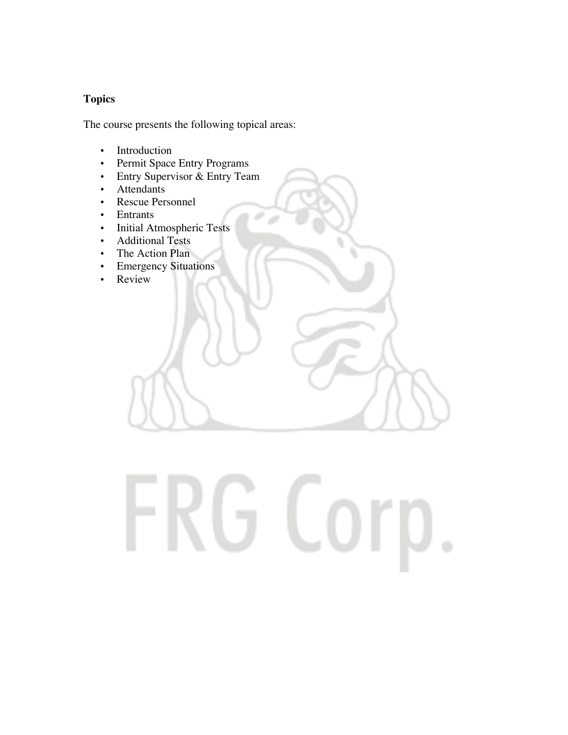**Topics**

The course presents the following topical areas:

- Introduction
- Permit Space Entry Programs
- Entry Supervisor & Entry Team
- Attendants
- Rescue Personnel
- Entrants
- Initial Atmospheric Tests
- Additional Tests
- The Action Plan
- Emergency Situations
- Review